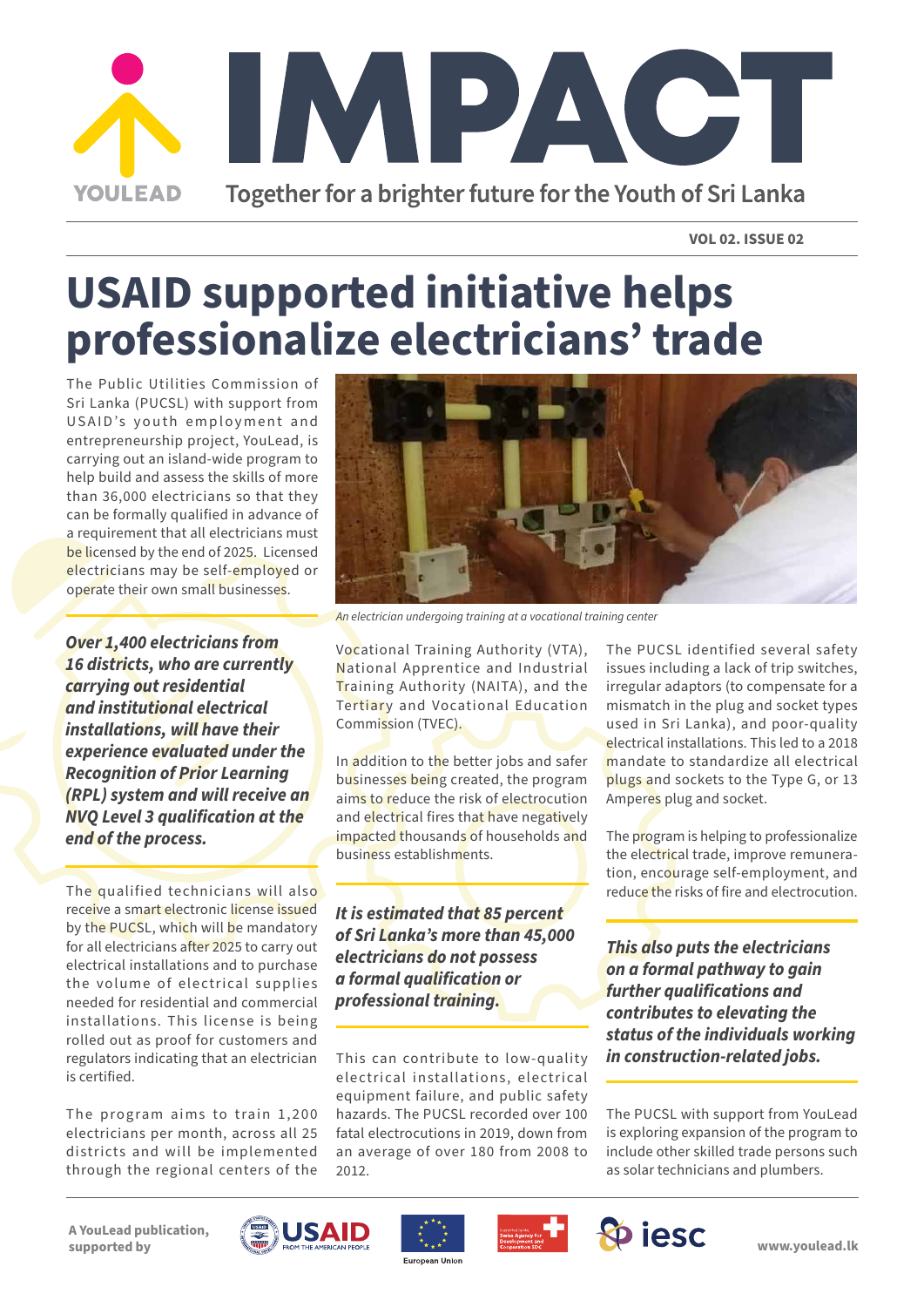# IMPACT

YOULEAD

Together for a brighter future for the Youth of Sri Lanka

VOL 02. ISSUE 02

# USAID supported initiative helps professionalize electricians' trade

The Public Utilities Commission of Sri Lanka (PUCSL) with support from USAID's youth employment and entrepreneurship project, YouLead, is carrying out an island-wide program to help build and assess the skills of more than 36,000 electricians so that they can be formally qualified in advance of a requirement that all electricians must be licensed by the end of 2025. Licensed electricians may be self-employed or operate their own small businesses.

An electrician undergoing training at a vocational training center

***Over 1,400 electricians from 16 districts, who are currently carrying out residential and institutional electrical installations, will have their experience evaluated under the Recognition of Prior Learning (RPL) system and will receive an NVQ Level 3 qualification at the end of the process.***

The qualified technicians will also receive a smart electronic license issued by the PUCSL, which will be mandatory for all electricians after 2025 to carry out electrical installations and to purchase the volume of electrical supplies needed for residential and commercial installations. This license is being rolled out as proof for customers and regulators indicating that an electrician is certified.

The program aims to train 1,200 electricians per month, across all 25 districts and will be implemented through the regional centers of the Vocational Training Authority (VTA), National Apprentice and Industrial Training Authority (NAITA), and the Tertiary and Vocational Education Commission (TVEC).

In addition to the better jobs and safer businesses being created, the program aims to reduce the risk of electrocution and electrical fires that have negatively impacted thousands of households and business establishments.

***It is estimated that 85 percent of Sri Lanka's more than 45,000 electricians do not possess a formal qualification or professional training.***

This can contribute to low-quality electrical installations, electrical equipment failure, and public safety hazards. The PUCSL recorded over 100 fatal electrocutions in 2019, down from an average of over 180 from 2008 to 2012.

The PUCSL identified several safety issues including a lack of trip switches, irregular adaptors (to compensate for a mismatch in the plug and socket types used in Sri Lanka), and poor-quality electrical installations. This led to a 2018 mandate to standardize all electrical plugs and sockets to the Type G, or 13 Amperes plug and socket.

The program is helping to professionalize the electrical trade, improve remuneration, encourage self-employment, and reduce the risks of fire and electrocution.

***This also puts the electricians on a formal pathway to gain further qualifications and contributes to elevating the status of the individuals working in construction-related jobs.***

The PUCSL with support from YouLead is exploring expansion of the program to include other skilled trade persons such as solar technicians and plumbers.

A YouLead publication, supported by USAID, European Union, Swiss Agency for Development and Cooperation SDC, iesc

www.youlead.lk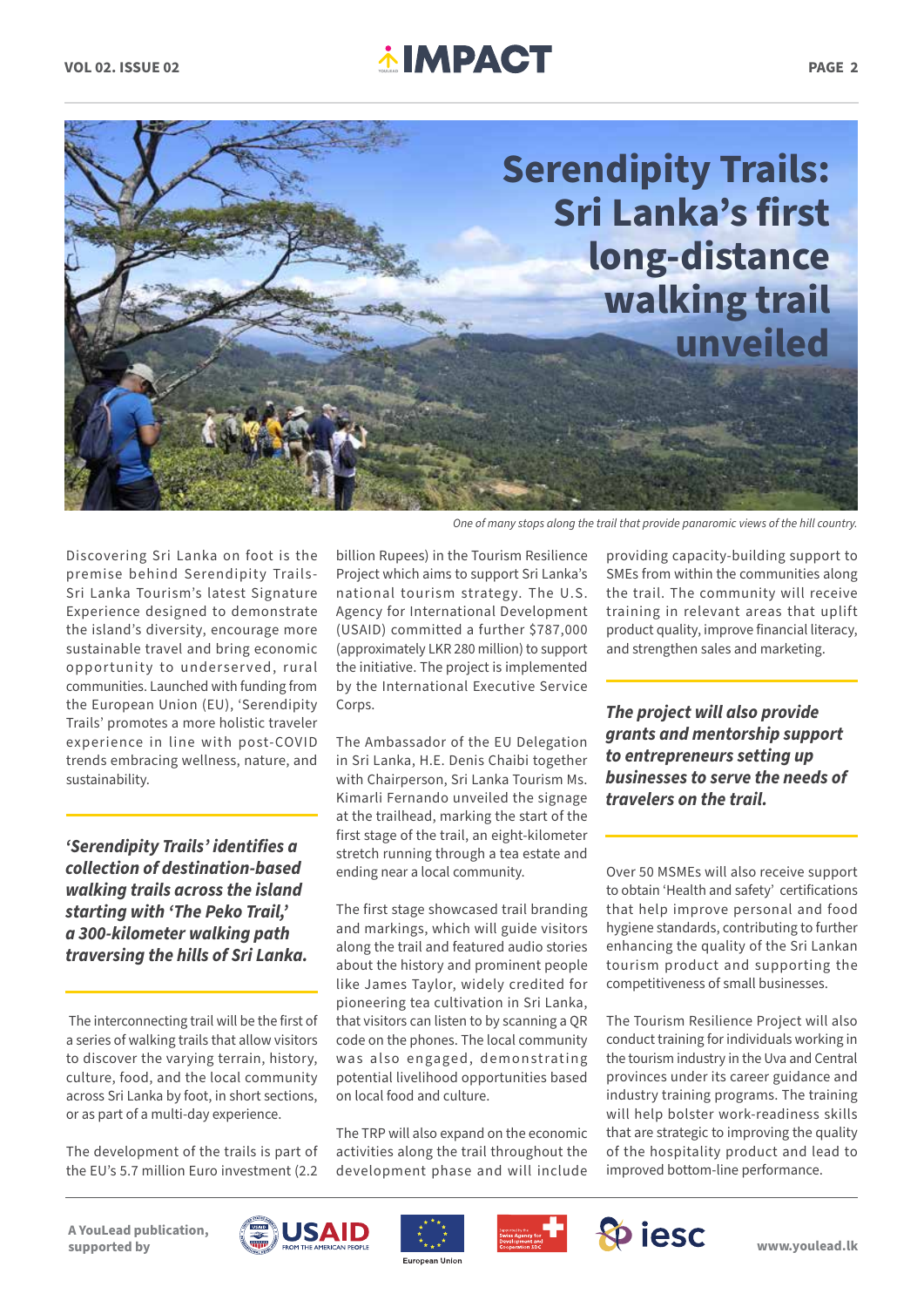# Serendipity Trails: Sri Lanka's first long-distance walking trail unveiled

*One of many stops along the trail that provide panoramic views of the hill country.*

Discovering Sri Lanka on foot is the premise behind Serendipity Trails- Sri Lanka Tourism's latest Signature Experience designed to demonstrate the island's diversity, encourage more sustainable travel and bring economic opportunity to underserved, rural communities. Launched with funding from the European Union (EU), 'Serendipity Trails' promotes a more holistic traveler experience in line with post-COVID trends embracing wellness, nature, and sustainability.

> ***'Serendipity Trails' identifies a collection of destination-based walking trails across the island starting with 'The Peko Trail,' a 300-kilometer walking path traversing the hills of Sri Lanka.***

The interconnecting trail will be the first of a series of walking trails that allow visitors to discover the varying terrain, history, culture, food, and the local community across Sri Lanka by foot, in short sections, or as part of a multi-day experience.

The development of the trails is part of the EU's 5.7 million Euro investment (2.2 billion Rupees) in the Tourism Resilience Project which aims to support Sri Lanka's national tourism strategy. The U.S. Agency for International Development (USAID) committed a further $787,000 (approximately LKR 280 million) to support the initiative. The project is implemented by the International Executive Service Corps.

The Ambassador of the EU Delegation in Sri Lanka, H.E. Denis Chaibi together with Chairperson, Sri Lanka Tourism Ms. Kimarli Fernando unveiled the signage at the trailhead, marking the start of the first stage of the trail, an eight-kilometer stretch running through a tea estate and ending near a local community.

The first stage showcased trail branding and markings, which will guide visitors along the trail and featured audio stories about the history and prominent people like James Taylor, widely credited for pioneering tea cultivation in Sri Lanka, that visitors can listen to by scanning a QR code on the phones. The local community was also engaged, demonstrating potential livelihood opportunities based on local food and culture.

The TRP will also expand on the economic activities along the trail throughout the development phase and will include providing capacity-building support to SMEs from within the communities along the trail. The community will receive training in relevant areas that uplift product quality, improve financial literacy, and strengthen sales and marketing.

> ***The project will also provide grants and mentorship support to entrepreneurs setting up businesses to serve the needs of travelers on the trail.***

Over 50 MSMEs will also receive support to obtain 'Health and safety' certifications that help improve personal and food hygiene standards, contributing to further enhancing the quality of the Sri Lankan tourism product and supporting the competitiveness of small businesses.

The Tourism Resilience Project will also conduct training for individuals working in the tourism industry in the Uva and Central provinces under its career guidance and industry training programs. The training will help bolster work-readiness skills that are strategic to improving the quality of the hospitality product and lead to improved bottom-line performance.

**A YouLead publication, supported by** USAID · European Union · Swiss Agency for Development and Cooperation SDC · iesc

www.youlead.lk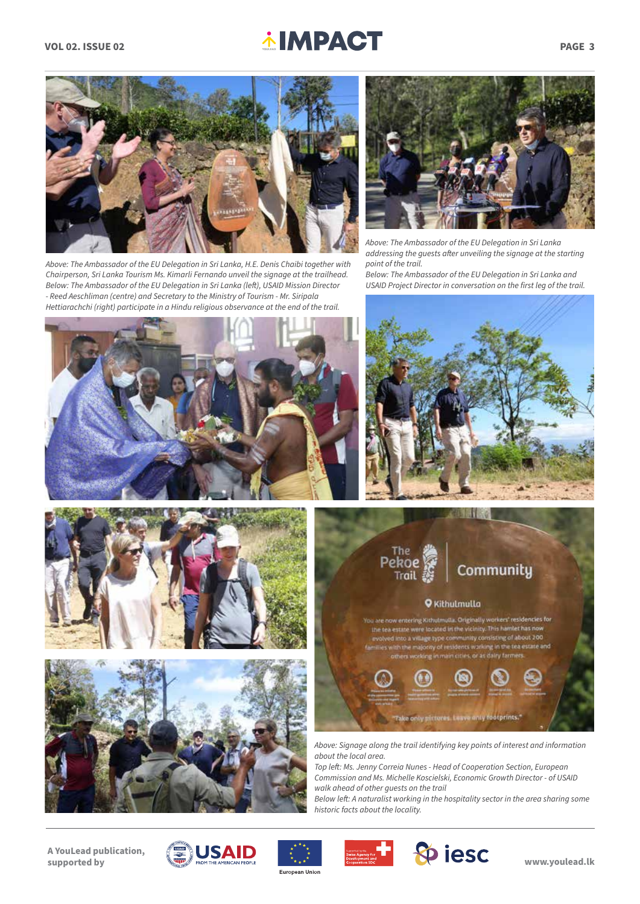Above: The Ambassador of the EU Delegation in Sri Lanka, H.E. Denis Chaibi together with Chairperson, Sri Lanka Tourism Ms. Kimarli Fernando unveil the signage at the trailhead.
Below: The Ambassador of the EU Delegation in Sri Lanka (left), USAID Mission Director - Reed Aeschliman (centre) and Secretary to the Ministry of Tourism - Mr. Siripala Hettiarachchi (right) participate in a Hindu religious observance at the end of the trail.

*Above: The Ambassador of the EU Delegation in Sri Lanka addressing the guests after unveiling the signage at the starting point of the trail.*
*Below: The Ambassador of the EU Delegation in Sri Lanka and USAID Project Director in conversation on the first leg of the trail.*

The Pekoe Trail | Community

Kithulmulla

You are now entering Kithulmulla. Originally workers' residencies for the tea estate were located in the vicinity. This hamlet has now evolved into a village type community consisting of about 200 families with the majority of residents working in the tea estate and others working in main cities, or as dairy farmers.

"Take only pictures. Leave only footprints."

*Above: Signage along the trail identifying key points of interest and information about the local area.*
*Top left: Ms. Jenny Correia Nunes - Head of Cooperation Section, European Commission and Ms. Michelle Koscielski, Economic Growth Director - of USAID walk ahead of other guests on the trail*
*Below left: A naturalist working in the hospitality sector in the area sharing some historic facts about the locality.*

**A YouLead publication, supported by**

www.youlead.lk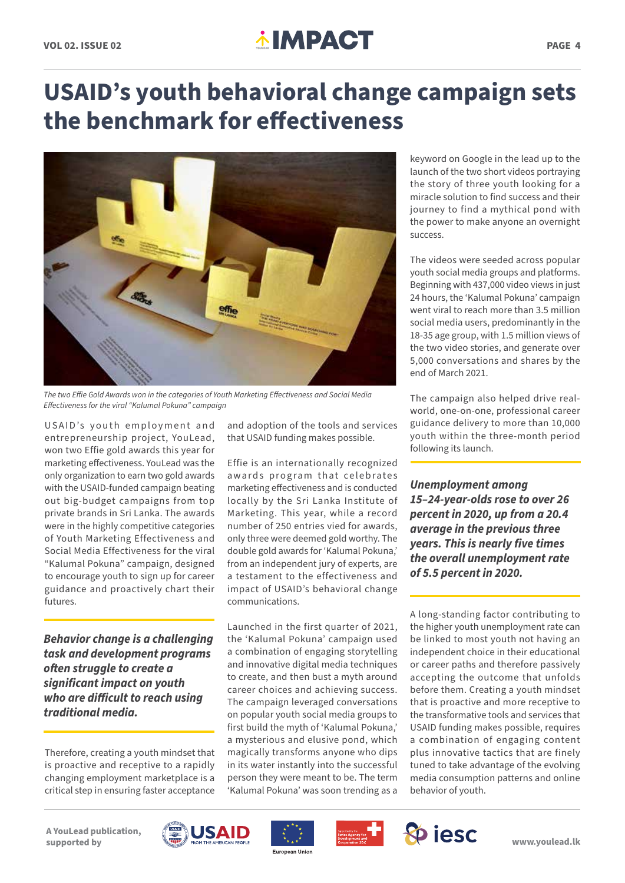# USAID's youth behavioral change campaign sets the benchmark for effectiveness

The two Effie Gold Awards won in the categories of Youth Marketing Effectiveness and Social Media Effectiveness for the viral "Kalumal Pokuna" campaign

USAID's youth employment and entrepreneurship project, YouLead, won two Effie gold awards this year for marketing effectiveness. YouLead was the only organization to earn two gold awards with the USAID-funded campaign beating out big-budget campaigns from top private brands in Sri Lanka. The awards were in the highly competitive categories of Youth Marketing Effectiveness and Social Media Effectiveness for the viral "Kalumal Pokuna" campaign, designed to encourage youth to sign up for career guidance and proactively chart their futures.

*Behavior change is a challenging task and development programs often struggle to create a significant impact on youth who are difficult to reach using traditional media.*

Therefore, creating a youth mindset that is proactive and receptive to a rapidly changing employment marketplace is a critical step in ensuring faster acceptance and adoption of the tools and services that USAID funding makes possible.

Effie is an internationally recognized awards program that celebrates marketing effectiveness and is conducted locally by the Sri Lanka Institute of Marketing. This year, while a record number of 250 entries vied for awards, only three were deemed gold worthy. The double gold awards for 'Kalumal Pokuna,' from an independent jury of experts, are a testament to the effectiveness and impact of USAID's behavioral change communications.

Launched in the first quarter of 2021, the 'Kalumal Pokuna' campaign used a combination of engaging storytelling and innovative digital media techniques to create, and then bust a myth around career choices and achieving success. The campaign leveraged conversations on popular youth social media groups to first build the myth of 'Kalumal Pokuna,' a mysterious and elusive pond, which magically transforms anyone who dips in its water instantly into the successful person they were meant to be. The term 'Kalumal Pokuna' was soon trending as a keyword on Google in the lead up to the launch of the two short videos portraying the story of three youth looking for a miracle solution to find success and their journey to find a mythical pond with the power to make anyone an overnight success.

The videos were seeded across popular youth social media groups and platforms. Beginning with 437,000 video views in just 24 hours, the 'Kalumal Pokuna' campaign went viral to reach more than 3.5 million social media users, predominantly in the 18-35 age group, with 1.5 million views of the two video stories, and generate over 5,000 conversations and shares by the end of March 2021.

The campaign also helped drive real-world, one-on-one, professional career guidance delivery to more than 10,000 youth within the three-month period following its launch.

*Unemployment among 15–24-year-olds rose to over 26 percent in 2020, up from a 20.4 average in the previous three years. This is nearly five times the overall unemployment rate of 5.5 percent in 2020.*

A long-standing factor contributing to the higher youth unemployment rate can be linked to most youth not having an independent choice in their educational or career paths and therefore passively accepting the outcome that unfolds before them. Creating a youth mindset that is proactive and more receptive to the transformative tools and services that USAID funding makes possible, requires a combination of engaging content plus innovative tactics that are finely tuned to take advantage of the evolving media consumption patterns and online behavior of youth.

A YouLead publication, supported by USAID, European Union, Swiss Agency for Development and Cooperation SDC, iesc

www.youlead.lk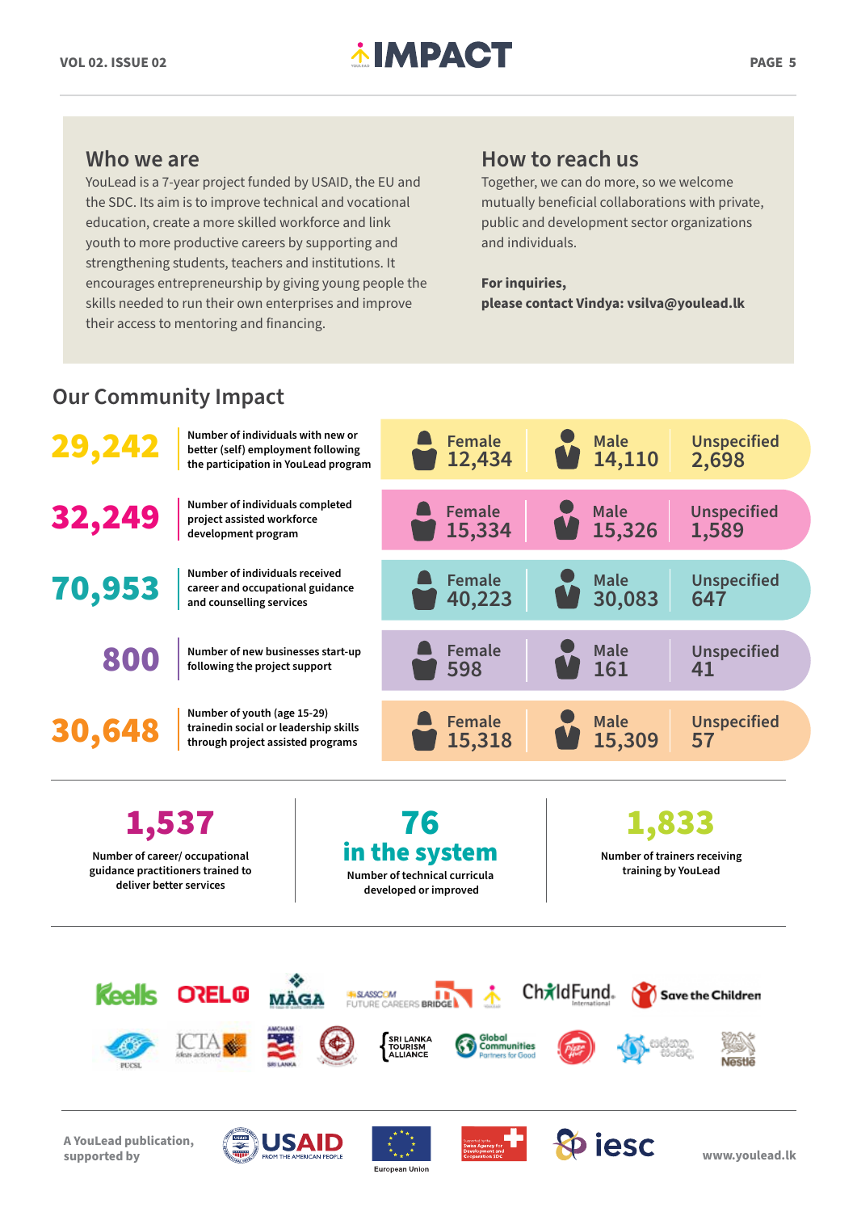## Who we are

YouLead is a 7-year project funded by USAID, the EU and the SDC. Its aim is to improve technical and vocational education, create a more skilled workforce and link youth to more productive careers by supporting and strengthening students, teachers and institutions. It encourages entrepreneurship by giving young people the skills needed to run their own enterprises and improve their access to mentoring and financing.

## How to reach us

Together, we can do more, so we welcome mutually beneficial collaborations with private, public and development sector organizations and individuals.

**For inquiries,**
**please contact Vindya: vsilva@youlead.lk**

## Our Community Impact

| Total | Indicator | Female | Male | Unspecified |
|---|---|---|---|---|
| 29,242 | Number of individuals with new or better (self) employment following the participation in YouLead program | 12,434 | 14,110 | 2,698 |
| 32,249 | Number of individuals completed project assisted workforce development program | 15,334 | 15,326 | 1,589 |
| 70,953 | Number of individuals received career and occupational guidance and counselling services | 40,223 | 30,083 | 647 |
| 800 | Number of new businesses start-up following the project support | 598 | 161 | 41 |
| 30,648 | Number of youth (age 15-29) trainedin social or leadership skills through project assisted programs | 15,318 | 15,309 | 57 |

**1,537**
Number of career/ occupational guidance practitioners trained to deliver better services

**76 in the system**
Number of technical curricula developed or improved

**1,833**
Number of trainers receiving training by YouLead

A YouLead publication, supported by

www.youlead.lk